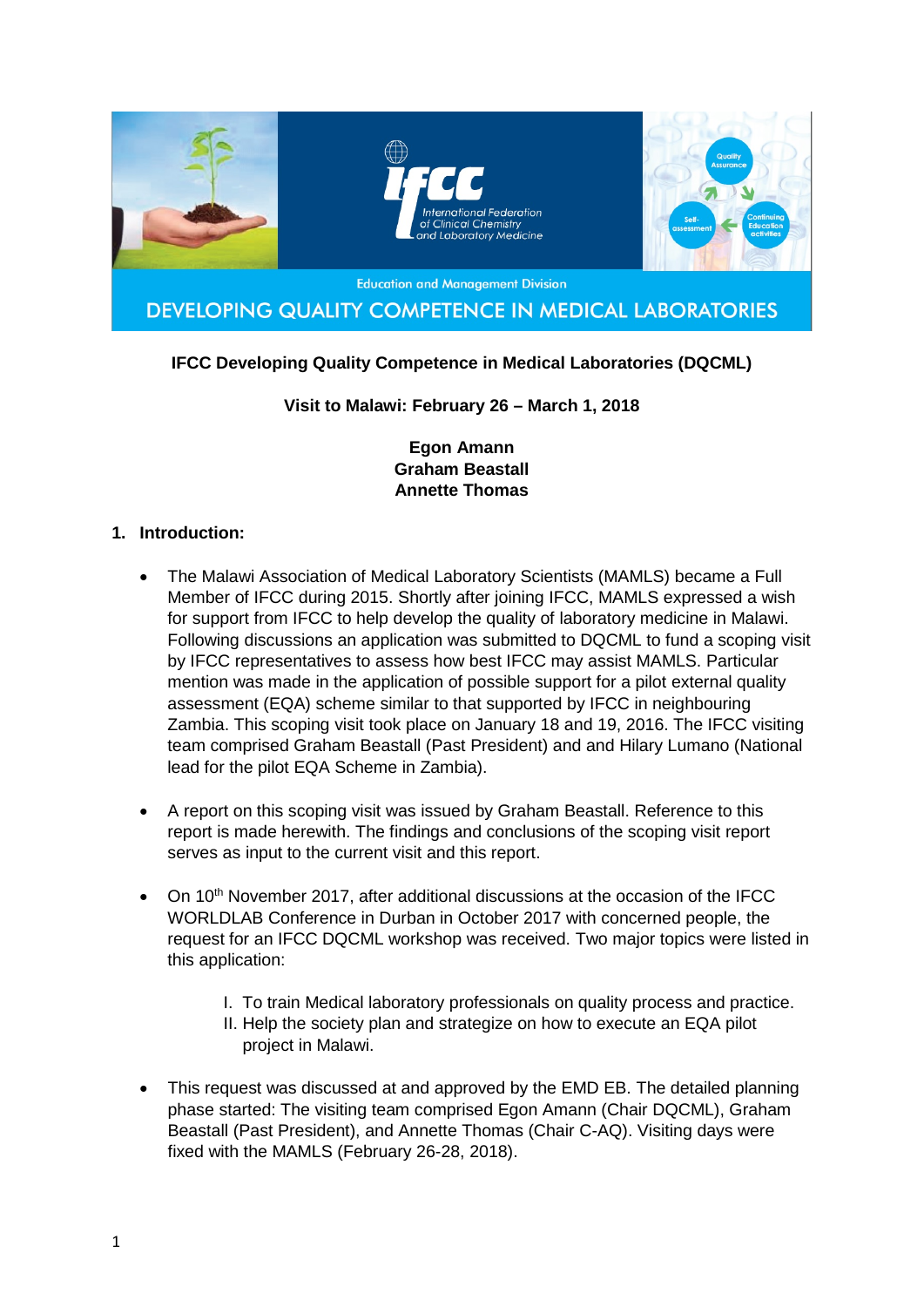Education and Management Division

DEVELOPING QUALITY COMPETENCE IN MEDICAL LABORATORIES

**IFCC Developing Quality Competence in Medical Laboratories (DQCML)**

**Visit to Malawi: February 26 – March 1, 2018**

**Egon Amann**
**Graham Beastall**
**Annette Thomas**

## 1. Introduction:

- The Malawi Association of Medical Laboratory Scientists (MAMLS) became a Full Member of IFCC during 2015. Shortly after joining IFCC, MAMLS expressed a wish for support from IFCC to help develop the quality of laboratory medicine in Malawi. Following discussions an application was submitted to DQCML to fund a scoping visit by IFCC representatives to assess how best IFCC may assist MAMLS. Particular mention was made in the application of possible support for a pilot external quality assessment (EQA) scheme similar to that supported by IFCC in neighbouring Zambia. This scoping visit took place on January 18 and 19, 2016. The IFCC visiting team comprised Graham Beastall (Past President) and and Hilary Lumano (National lead for the pilot EQA Scheme in Zambia).

- A report on this scoping visit was issued by Graham Beastall. Reference to this report is made herewith. The findings and conclusions of the scoping visit report serves as input to the current visit and this report.

- On 10th November 2017, after additional discussions at the occasion of the IFCC WORLDLAB Conference in Durban in October 2017 with concerned people, the request for an IFCC DQCML workshop was received. Two major topics were listed in this application:

  I. To train Medical laboratory professionals on quality process and practice.
  II. Help the society plan and strategize on how to execute an EQA pilot project in Malawi.

- This request was discussed at and approved by the EMD EB. The detailed planning phase started: The visiting team comprised Egon Amann (Chair DQCML), Graham Beastall (Past President), and Annette Thomas (Chair C-AQ). Visiting days were fixed with the MAMLS (February 26-28, 2018).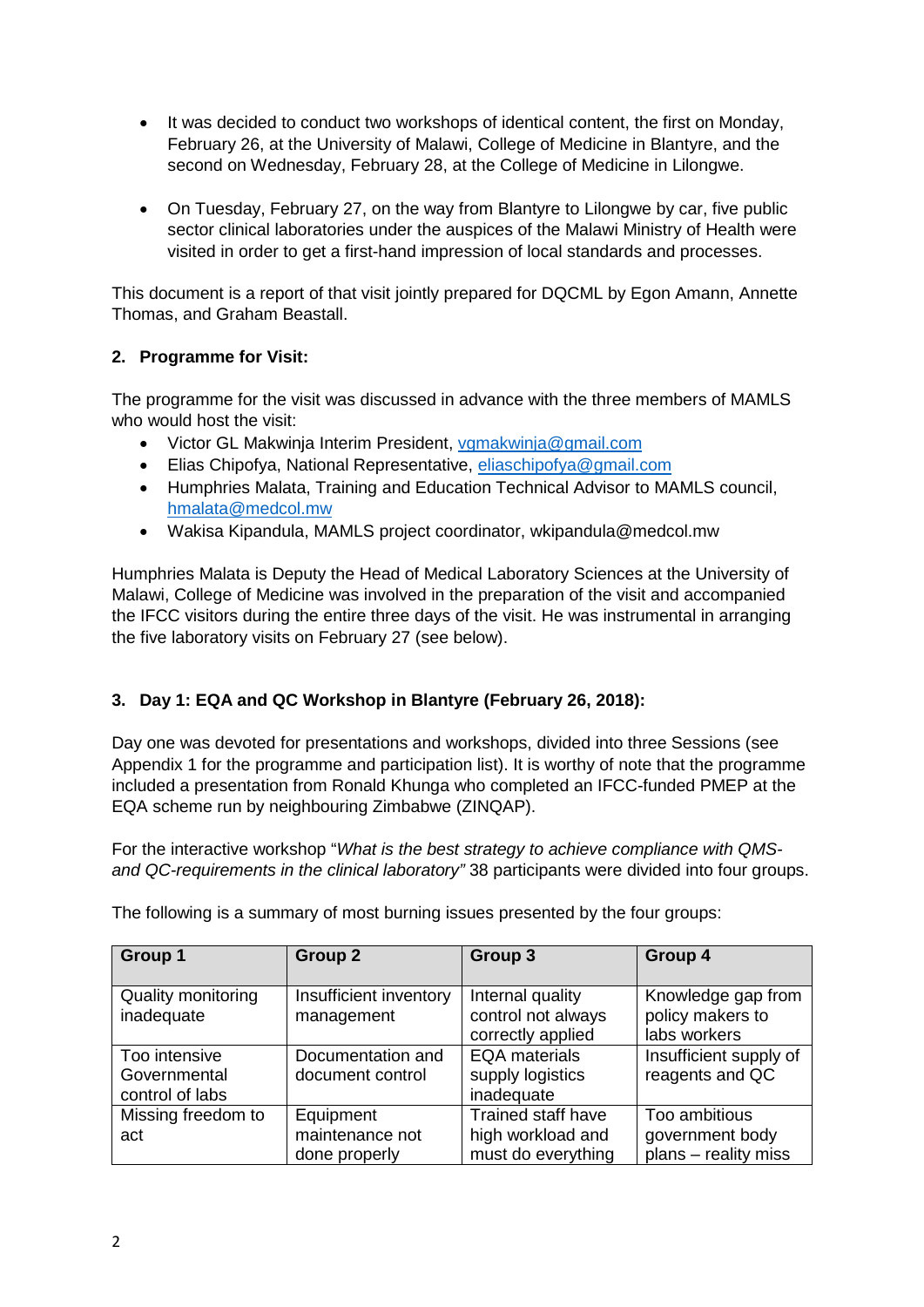- It was decided to conduct two workshops of identical content, the first on Monday, February 26, at the University of Malawi, College of Medicine in Blantyre, and the second on Wednesday, February 28, at the College of Medicine in Lilongwe.

- On Tuesday, February 27, on the way from Blantyre to Lilongwe by car, five public sector clinical laboratories under the auspices of the Malawi Ministry of Health were visited in order to get a first-hand impression of local standards and processes.

This document is a report of that visit jointly prepared for DQCML by Egon Amann, Annette Thomas, and Graham Beastall.

## 2. Programme for Visit:

The programme for the visit was discussed in advance with the three members of MAMLS who would host the visit:

- Victor GL Makwinja Interim President, vgmakwinja@gmail.com
- Elias Chipofya, National Representative, eliaschipofya@gmail.com
- Humphries Malata, Training and Education Technical Advisor to MAMLS council, hmalata@medcol.mw
- Wakisa Kipandula, MAMLS project coordinator, wkipandula@medcol.mw

Humphries Malata is Deputy the Head of Medical Laboratory Sciences at the University of Malawi, College of Medicine was involved in the preparation of the visit and accompanied the IFCC visitors during the entire three days of the visit. He was instrumental in arranging the five laboratory visits on February 27 (see below).

## 3. Day 1: EQA and QC Workshop in Blantyre (February 26, 2018):

Day one was devoted for presentations and workshops, divided into three Sessions (see Appendix 1 for the programme and participation list). It is worthy of note that the programme included a presentation from Ronald Khunga who completed an IFCC-funded PMEP at the EQA scheme run by neighbouring Zimbabwe (ZINQAP).

For the interactive workshop "*What is the best strategy to achieve compliance with QMS- and QC-requirements in the clinical laboratory"* 38 participants were divided into four groups.

The following is a summary of most burning issues presented by the four groups:

| Group 1 | Group 2 | Group 3 | Group 4 |
|---|---|---|---|
| Quality monitoring inadequate | Insufficient inventory management | Internal quality control not always correctly applied | Knowledge gap from policy makers to labs workers |
| Too intensive Governmental control of labs | Documentation and document control | EQA materials supply logistics inadequate | Insufficient supply of reagents and QC |
| Missing freedom to act | Equipment maintenance not done properly | Trained staff have high workload and must do everything | Too ambitious government body plans – reality miss |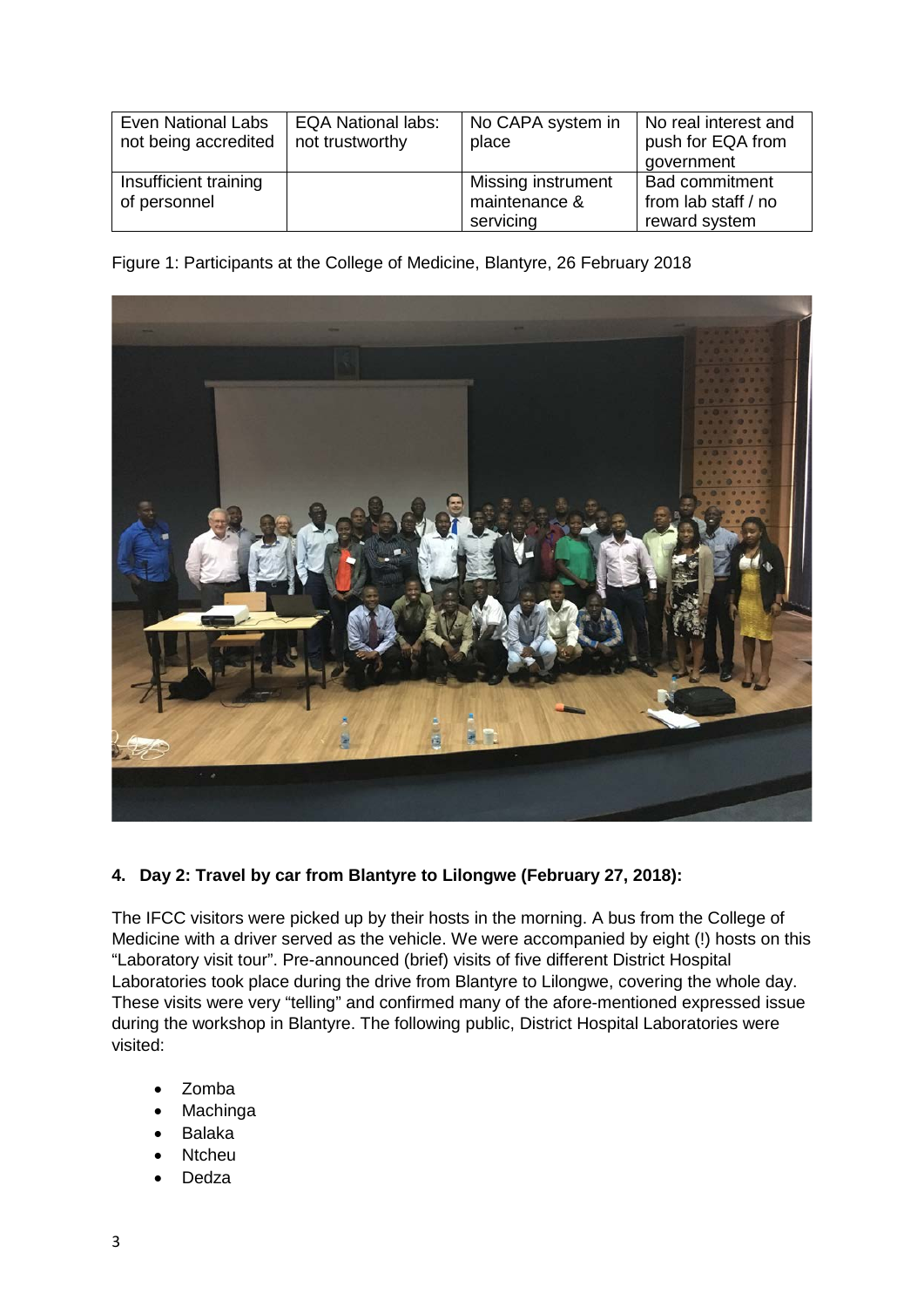| Even National Labs not being accredited | EQA National labs: not trustworthy | No CAPA system in place | No real interest and push for EQA from government |
|---|---|---|---|
| Insufficient training of personnel | | Missing instrument maintenance & servicing | Bad commitment from lab staff / no reward system |

Figure 1: Participants at the College of Medicine, Blantyre, 26 February 2018

## 4. Day 2: Travel by car from Blantyre to Lilongwe (February 27, 2018):

The IFCC visitors were picked up by their hosts in the morning. A bus from the College of Medicine with a driver served as the vehicle. We were accompanied by eight (!) hosts on this "Laboratory visit tour". Pre-announced (brief) visits of five different District Hospital Laboratories took place during the drive from Blantyre to Lilongwe, covering the whole day. These visits were very "telling" and confirmed many of the afore-mentioned expressed issue during the workshop in Blantyre. The following public, District Hospital Laboratories were visited:

- Zomba
- Machinga
- Balaka
- Ntcheu
- Dedza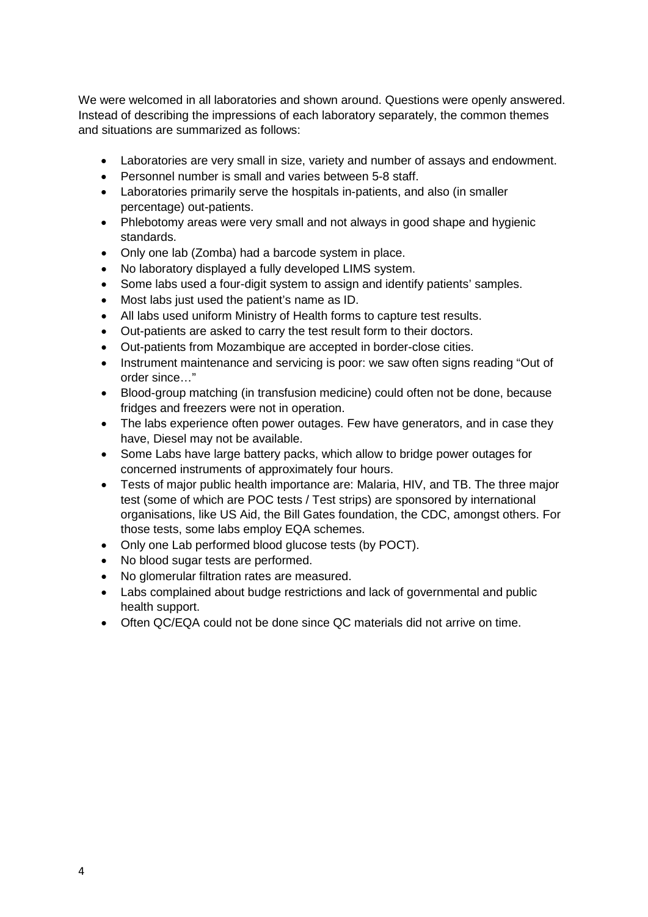We were welcomed in all laboratories and shown around. Questions were openly answered. Instead of describing the impressions of each laboratory separately, the common themes and situations are summarized as follows:

- Laboratories are very small in size, variety and number of assays and endowment.
- Personnel number is small and varies between 5-8 staff.
- Laboratories primarily serve the hospitals in-patients, and also (in smaller percentage) out-patients.
- Phlebotomy areas were very small and not always in good shape and hygienic standards.
- Only one lab (Zomba) had a barcode system in place.
- No laboratory displayed a fully developed LIMS system.
- Some labs used a four-digit system to assign and identify patients' samples.
- Most labs just used the patient's name as ID.
- All labs used uniform Ministry of Health forms to capture test results.
- Out-patients are asked to carry the test result form to their doctors.
- Out-patients from Mozambique are accepted in border-close cities.
- Instrument maintenance and servicing is poor: we saw often signs reading "Out of order since…"
- Blood-group matching (in transfusion medicine) could often not be done, because fridges and freezers were not in operation.
- The labs experience often power outages. Few have generators, and in case they have, Diesel may not be available.
- Some Labs have large battery packs, which allow to bridge power outages for concerned instruments of approximately four hours.
- Tests of major public health importance are: Malaria, HIV, and TB. The three major test (some of which are POC tests / Test strips) are sponsored by international organisations, like US Aid, the Bill Gates foundation, the CDC, amongst others. For those tests, some labs employ EQA schemes.
- Only one Lab performed blood glucose tests (by POCT).
- No blood sugar tests are performed.
- No glomerular filtration rates are measured.
- Labs complained about budge restrictions and lack of governmental and public health support.
- Often QC/EQA could not be done since QC materials did not arrive on time.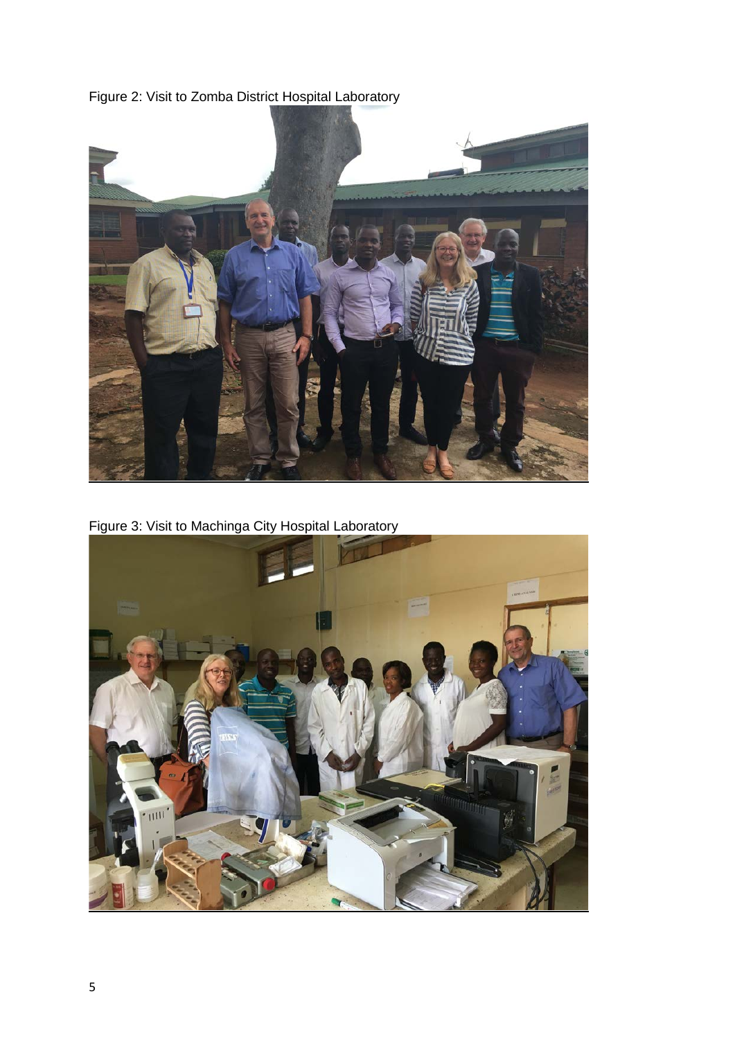Figure 2: Visit to Zomba District Hospital Laboratory

Figure 3: Visit to Machinga City Hospital Laboratory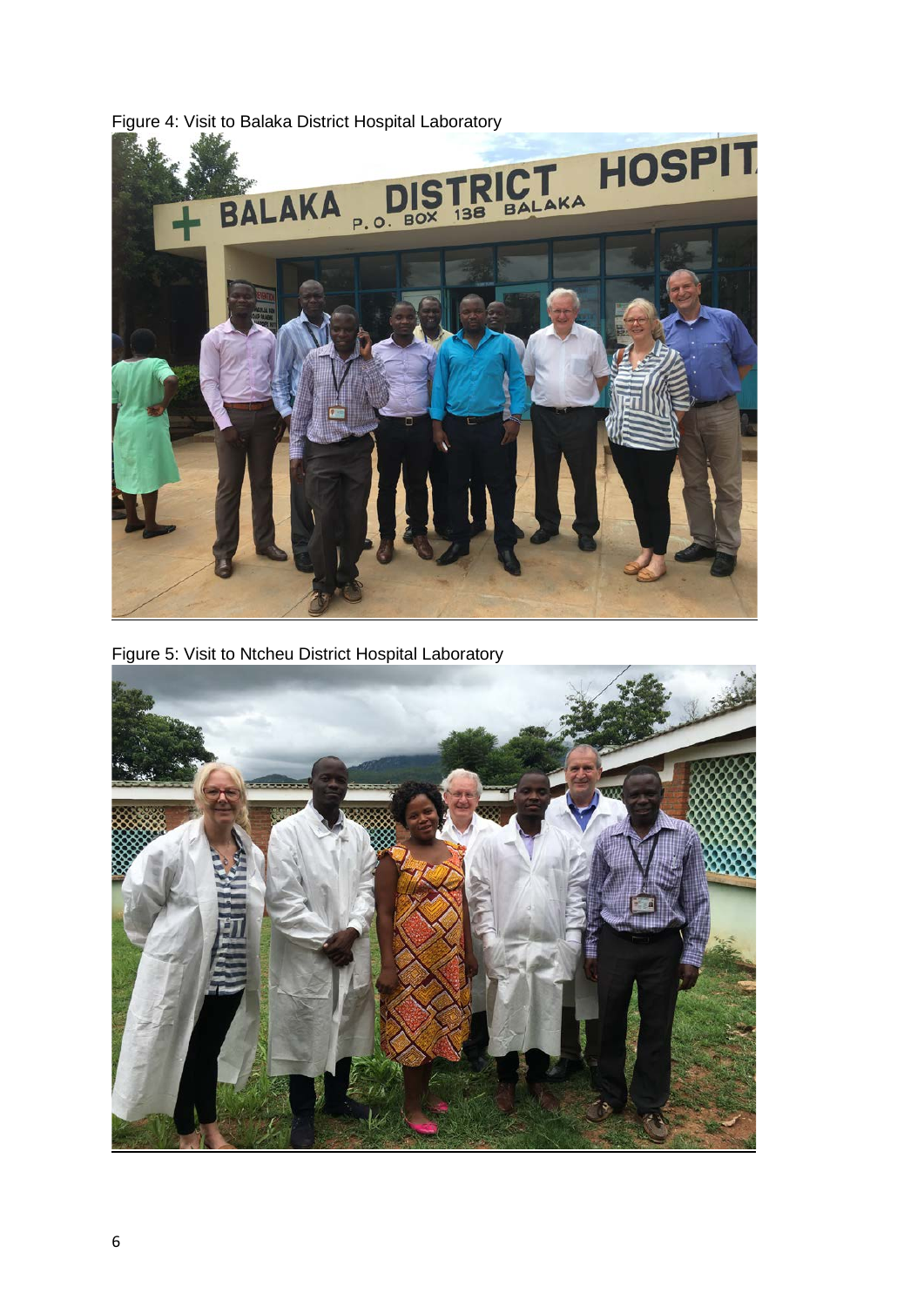Figure 4: Visit to Balaka District Hospital Laboratory

Figure 5: Visit to Ntcheu District Hospital Laboratory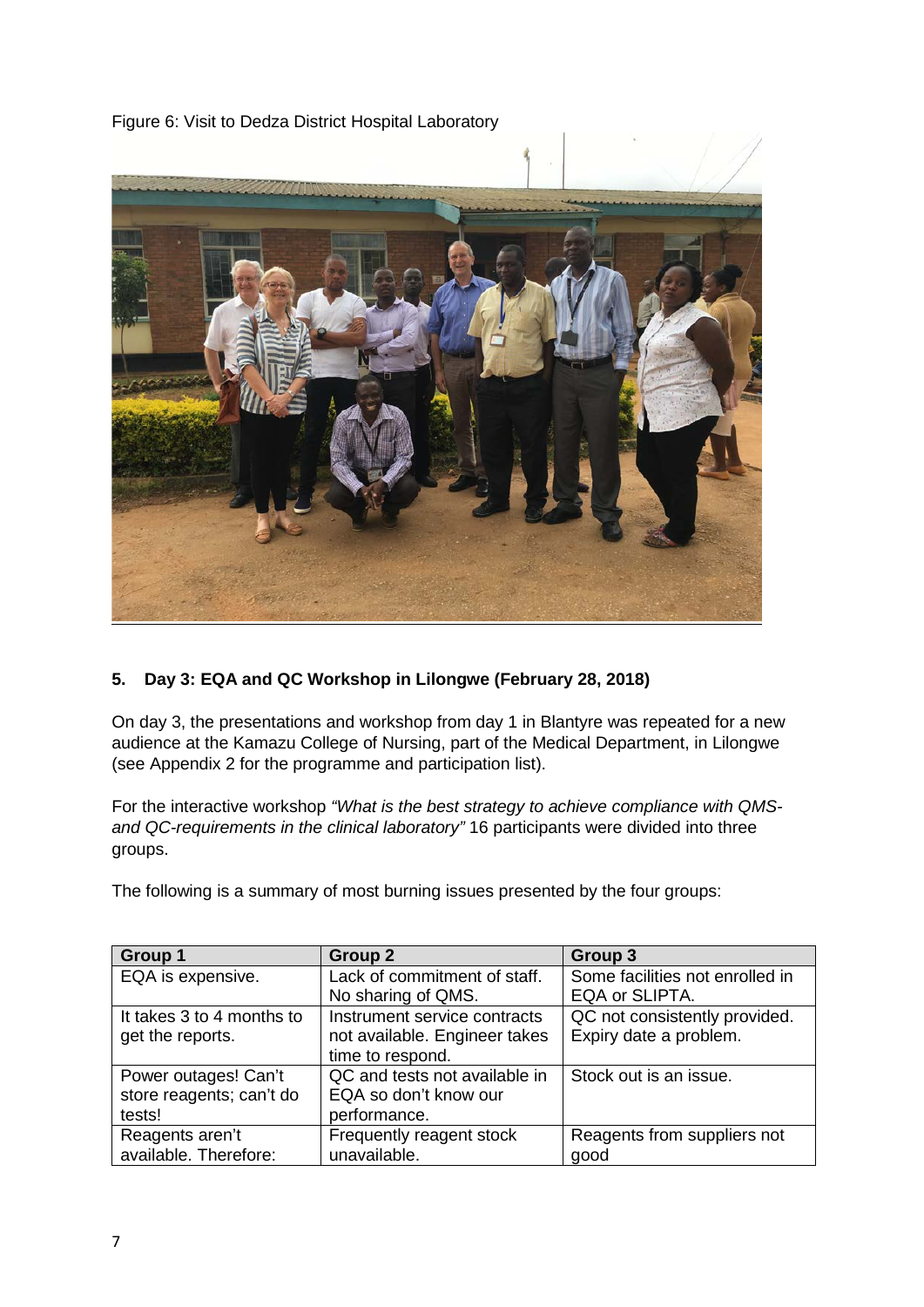Figure 6: Visit to Dedza District Hospital Laboratory

## 5. Day 3: EQA and QC Workshop in Lilongwe (February 28, 2018)

On day 3, the presentations and workshop from day 1 in Blantyre was repeated for a new audience at the Kamazu College of Nursing, part of the Medical Department, in Lilongwe (see Appendix 2 for the programme and participation list).

For the interactive workshop *"What is the best strategy to achieve compliance with QMS- and QC-requirements in the clinical laboratory"* 16 participants were divided into three groups.

The following is a summary of most burning issues presented by the four groups:

| Group 1 | Group 2 | Group 3 |
|---|---|---|
| EQA is expensive. | Lack of commitment of staff. No sharing of QMS. | Some facilities not enrolled in EQA or SLIPTA. |
| It takes 3 to 4 months to get the reports. | Instrument service contracts not available. Engineer takes time to respond. | QC not consistently provided. Expiry date a problem. |
| Power outages! Can't store reagents; can't do tests! | QC and tests not available in EQA so don't know our performance. | Stock out is an issue. |
| Reagents aren't available. Therefore: | Frequently reagent stock unavailable. | Reagents from suppliers not good |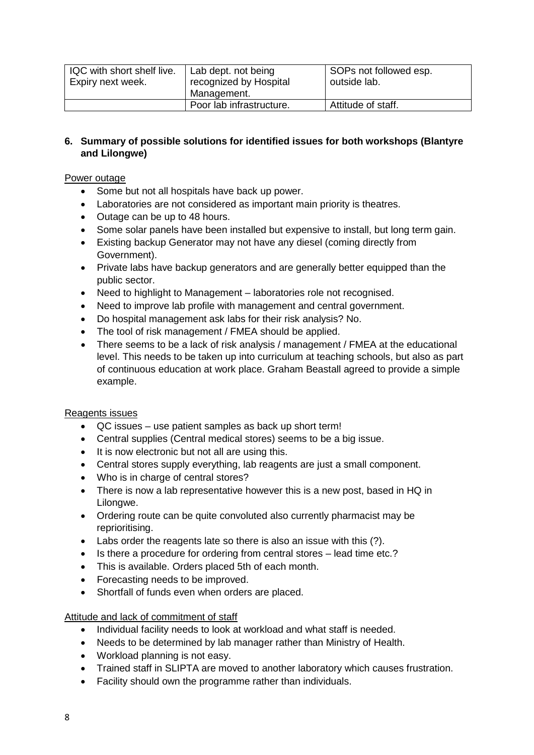| IQC with short shelf live. Expiry next week. | Lab dept. not being recognized by Hospital Management. | SOPs not followed esp. outside lab. |
|---|---|---|
| | Poor lab infrastructure. | Attitude of staff. |

**6. Summary of possible solutions for identified issues for both workshops (Blantyre and Lilongwe)**

Power outage

- Some but not all hospitals have back up power.
- Laboratories are not considered as important main priority is theatres.
- Outage can be up to 48 hours.
- Some solar panels have been installed but expensive to install, but long term gain.
- Existing backup Generator may not have any diesel (coming directly from Government).
- Private labs have backup generators and are generally better equipped than the public sector.
- Need to highlight to Management – laboratories role not recognised.
- Need to improve lab profile with management and central government.
- Do hospital management ask labs for their risk analysis? No.
- The tool of risk management / FMEA should be applied.
- There seems to be a lack of risk analysis / management / FMEA at the educational level. This needs to be taken up into curriculum at teaching schools, but also as part of continuous education at work place. Graham Beastall agreed to provide a simple example.

Reagents issues

- QC issues – use patient samples as back up short term!
- Central supplies (Central medical stores) seems to be a big issue.
- It is now electronic but not all are using this.
- Central stores supply everything, lab reagents are just a small component.
- Who is in charge of central stores?
- There is now a lab representative however this is a new post, based in HQ in Lilongwe.
- Ordering route can be quite convoluted also currently pharmacist may be reprioritising.
- Labs order the reagents late so there is also an issue with this (?).
- Is there a procedure for ordering from central stores – lead time etc.?
- This is available. Orders placed 5th of each month.
- Forecasting needs to be improved.
- Shortfall of funds even when orders are placed.

Attitude and lack of commitment of staff

- Individual facility needs to look at workload and what staff is needed.
- Needs to be determined by lab manager rather than Ministry of Health.
- Workload planning is not easy.
- Trained staff in SLIPTA are moved to another laboratory which causes frustration.
- Facility should own the programme rather than individuals.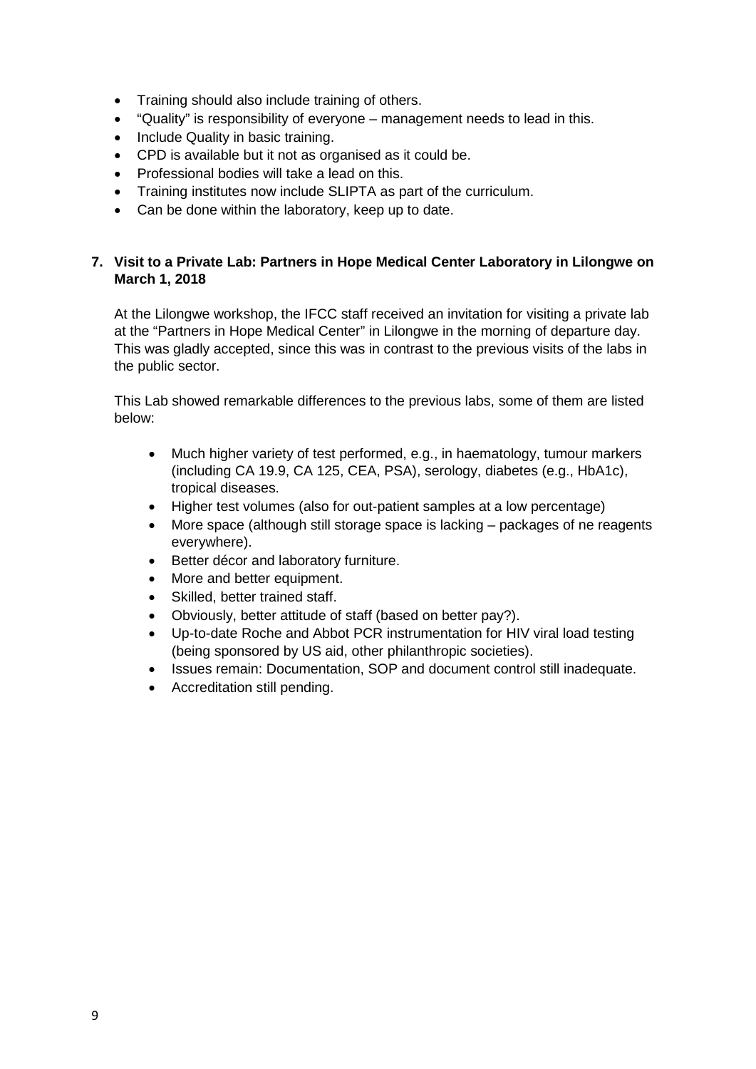- Training should also include training of others.
- "Quality" is responsibility of everyone – management needs to lead in this.
- Include Quality in basic training.
- CPD is available but it not as organised as it could be.
- Professional bodies will take a lead on this.
- Training institutes now include SLIPTA as part of the curriculum.
- Can be done within the laboratory, keep up to date.

## 7. Visit to a Private Lab: Partners in Hope Medical Center Laboratory in Lilongwe on March 1, 2018

At the Lilongwe workshop, the IFCC staff received an invitation for visiting a private lab at the "Partners in Hope Medical Center" in Lilongwe in the morning of departure day. This was gladly accepted, since this was in contrast to the previous visits of the labs in the public sector.

This Lab showed remarkable differences to the previous labs, some of them are listed below:

- Much higher variety of test performed, e.g., in haematology, tumour markers (including CA 19.9, CA 125, CEA, PSA), serology, diabetes (e.g., HbA1c), tropical diseases.
- Higher test volumes (also for out-patient samples at a low percentage)
- More space (although still storage space is lacking – packages of ne reagents everywhere).
- Better décor and laboratory furniture.
- More and better equipment.
- Skilled, better trained staff.
- Obviously, better attitude of staff (based on better pay?).
- Up-to-date Roche and Abbot PCR instrumentation for HIV viral load testing (being sponsored by US aid, other philanthropic societies).
- Issues remain: Documentation, SOP and document control still inadequate.
- Accreditation still pending.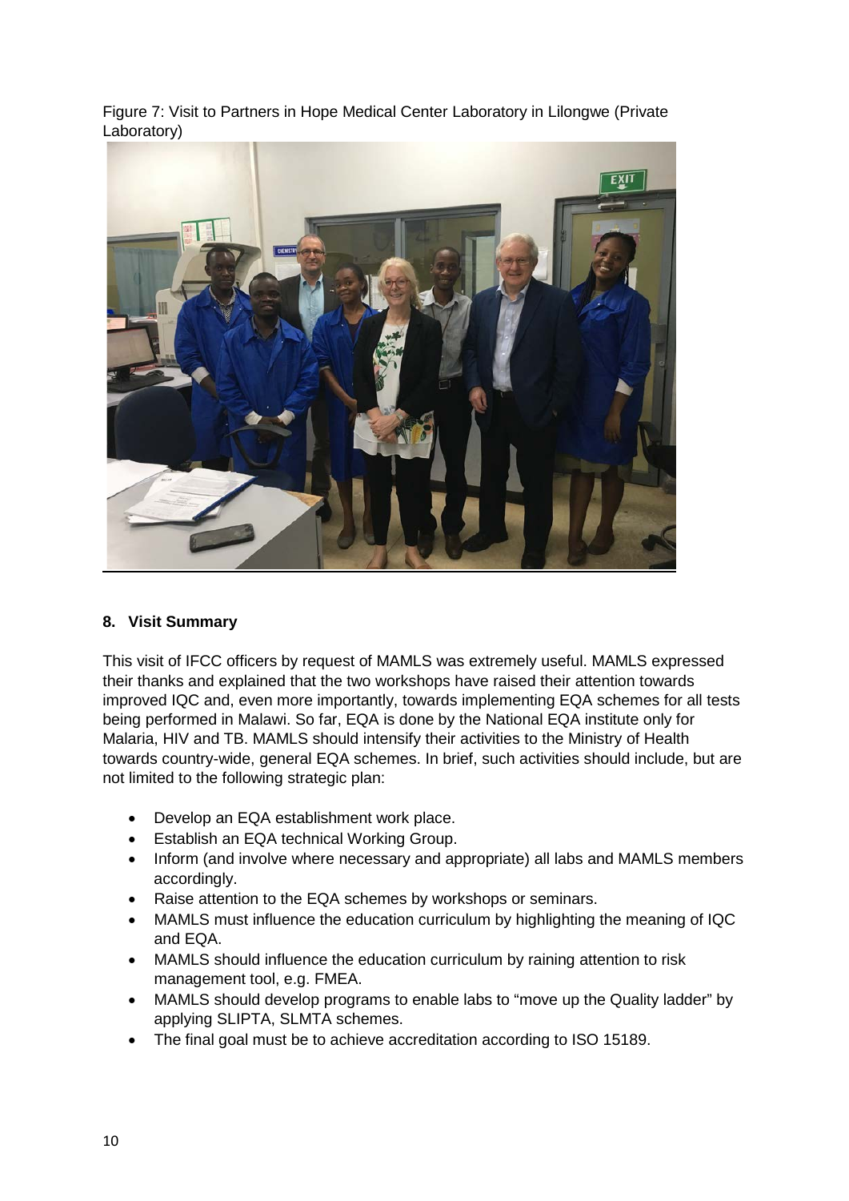Figure 7: Visit to Partners in Hope Medical Center Laboratory in Lilongwe (Private Laboratory)

## 8. Visit Summary

This visit of IFCC officers by request of MAMLS was extremely useful. MAMLS expressed their thanks and explained that the two workshops have raised their attention towards improved IQC and, even more importantly, towards implementing EQA schemes for all tests being performed in Malawi. So far, EQA is done by the National EQA institute only for Malaria, HIV and TB. MAMLS should intensify their activities to the Ministry of Health towards country-wide, general EQA schemes. In brief, such activities should include, but are not limited to the following strategic plan:

- Develop an EQA establishment work place.
- Establish an EQA technical Working Group.
- Inform (and involve where necessary and appropriate) all labs and MAMLS members accordingly.
- Raise attention to the EQA schemes by workshops or seminars.
- MAMLS must influence the education curriculum by highlighting the meaning of IQC and EQA.
- MAMLS should influence the education curriculum by raining attention to risk management tool, e.g. FMEA.
- MAMLS should develop programs to enable labs to "move up the Quality ladder" by applying SLIPTA, SLMTA schemes.
- The final goal must be to achieve accreditation according to ISO 15189.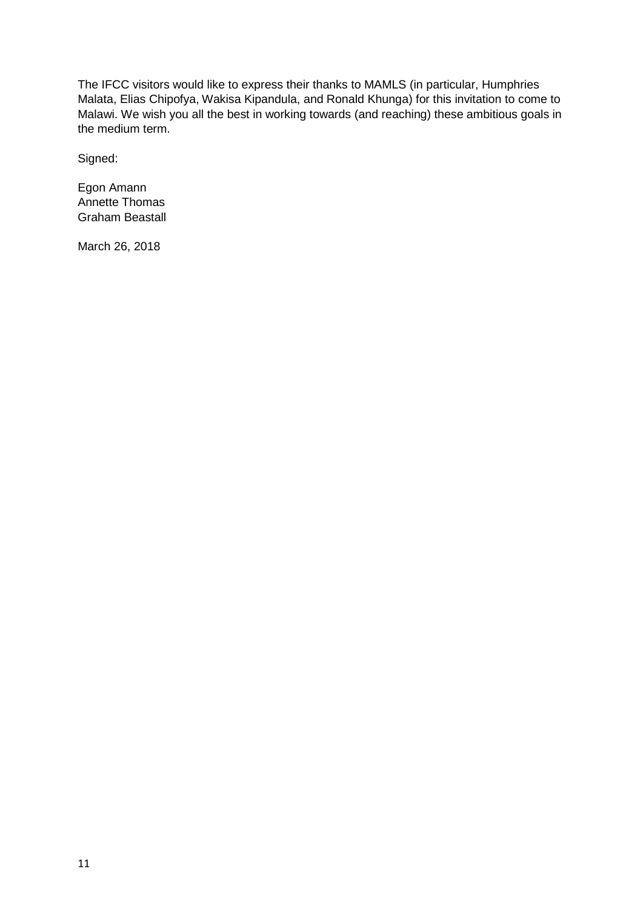The IFCC visitors would like to express their thanks to MAMLS (in particular, Humphries Malata, Elias Chipofya, Wakisa Kipandula, and Ronald Khunga) for this invitation to come to Malawi. We wish you all the best in working towards (and reaching) these ambitious goals in the medium term.

Signed:

Egon Amann  
Annette Thomas  
Graham Beastall

March 26, 2018